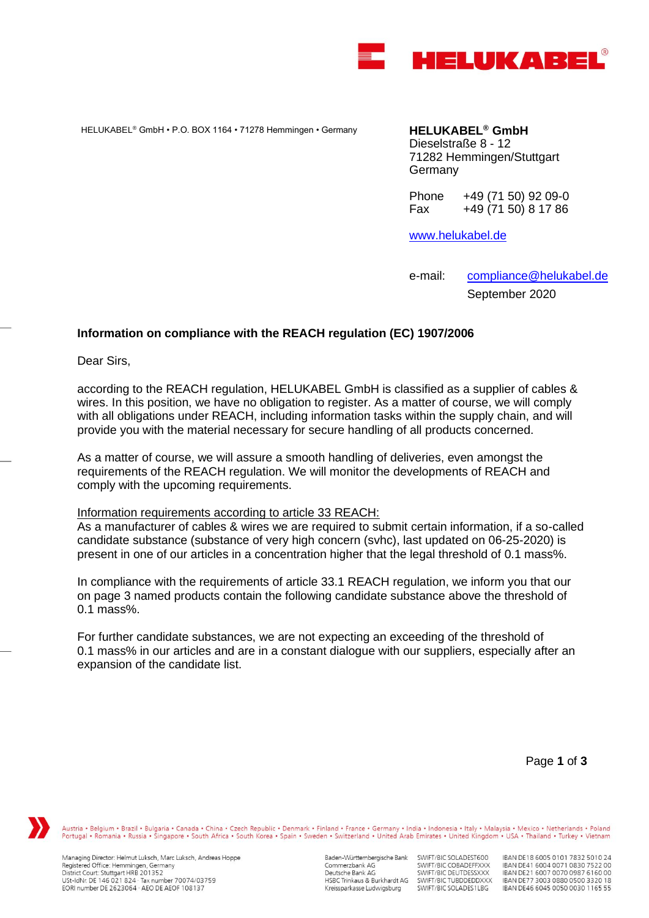HELUKABEL® GmbH • P.O. BOX 1164 • 71278 Hemmingen • Germany

**HELUKABEL® GmbH**
Dieselstraße 8 - 12
71282 Hemmingen/Stuttgart
Germany

Phone +49 (71 50) 92 09-0
Fax +49 (71 50) 8 17 86

www.helukabel.de

e-mail: compliance@helukabel.de
September 2020

**Information on compliance with the REACH regulation (EC) 1907/2006**

Dear Sirs,

according to the REACH regulation, HELUKABEL GmbH is classified as a supplier of cables & wires. In this position, we have no obligation to register. As a matter of course, we will comply with all obligations under REACH, including information tasks within the supply chain, and will provide you with the material necessary for secure handling of all products concerned.

As a matter of course, we will assure a smooth handling of deliveries, even amongst the requirements of the REACH regulation. We will monitor the developments of REACH and comply with the upcoming requirements.

Information requirements according to article 33 REACH:
As a manufacturer of cables & wires we are required to submit certain information, if a so-called candidate substance (substance of very high concern (svhc), last updated on 06-25-2020) is present in one of our articles in a concentration higher that the legal threshold of 0.1 mass%.

In compliance with the requirements of article 33.1 REACH regulation, we inform you that our on page 3 named products contain the following candidate substance above the threshold of 0.1 mass%.

For further candidate substances, we are not expecting an exceeding of the threshold of 0.1 mass% in our articles and are in a constant dialogue with our suppliers, especially after an expansion of the candidate list.

Austria • Belgium • Brazil • Bulgaria • Canada • China • Czech Republic • Denmark • Finland • France • Germany • India • Indonesia • Italy • Malaysia • Mexico • Netherlands • Poland Portugal • Romania • Russia • Singapore • South Africa • South Korea • Spain • Sweden • Switzerland • United Arab Emirates • United Kingdom • USA • Thailand • Turkey • Vietnam

Managing Director: Helmut Luksch, Marc Luksch, Andreas Hoppe
Registered Office: Hemmingen, Germany
District Court: Stuttgart HRB 201352
USt-IdNr. DE 146 021 824 · Tax number 70074/03759
EORI number DE 2623064 · AEO DE AEOF 108137

| | | |
|---|---|---|
| Baden-Württembergische Bank | SWIFT/BIC SOLADEST600 | IBAN DE18 6005 0101 7832 5010 24 |
| Commerzbank AG | SWIFT/BIC COBADEFFXXX | IBAN DE41 6004 0071 0830 7522 00 |
| Deutsche Bank AG | SWIFT/BIC DEUTDESSXXX | IBAN DE21 6007 0070 0987 6160 00 |
| HSBC Trinkaus & Burkhardt AG | SWIFT/BIC TUBDDEDDXXX | IBAN DE77 3003 0880 0500 3320 18 |
| Kreissparkasse Ludwigsburg | SWIFT/BIC SOLADES1LBG | IBAN DE46 6045 0050 0030 1165 55 |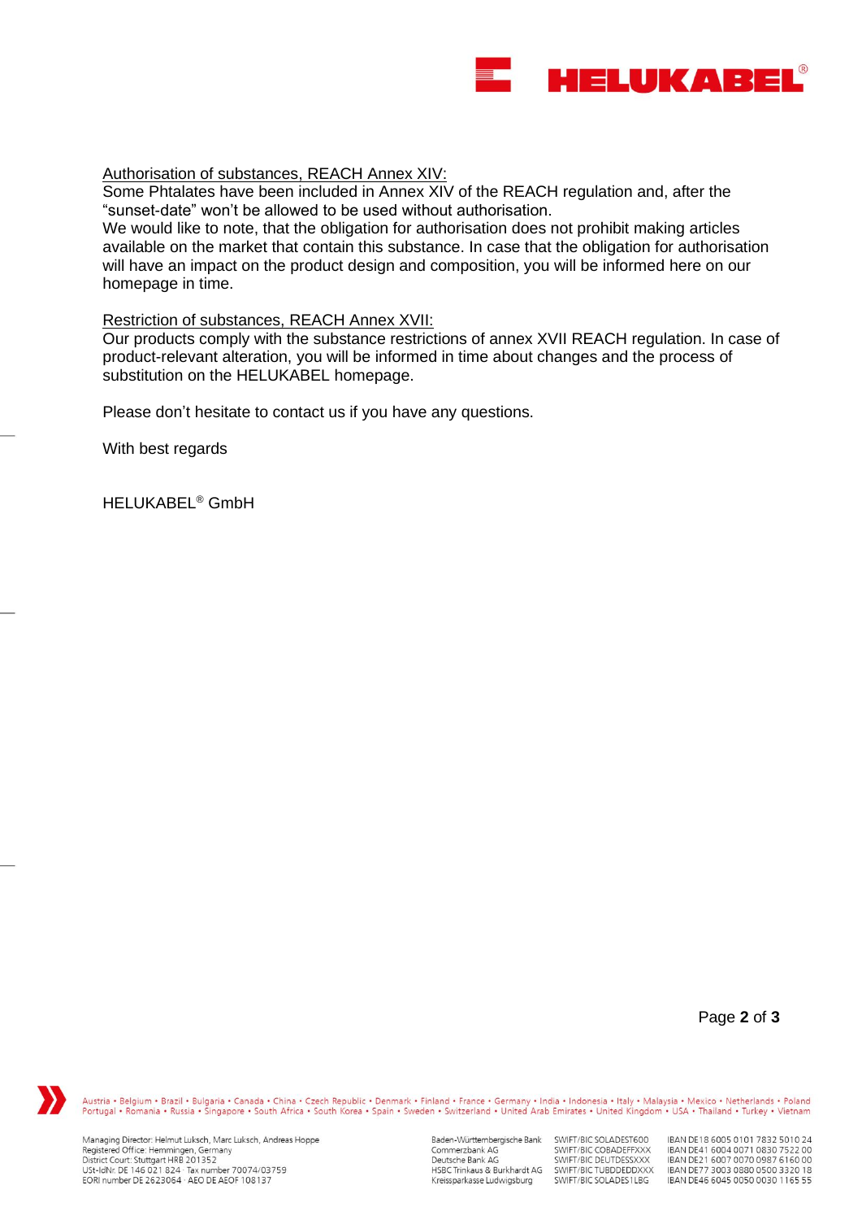<u>Authorisation of substances, REACH Annex XIV:</u>
Some Phtalates have been included in Annex XIV of the REACH regulation and, after the "sunset-date" won't be allowed to be used without authorisation.
We would like to note, that the obligation for authorisation does not prohibit making articles available on the market that contain this substance. In case that the obligation for authorisation will have an impact on the product design and composition, you will be informed here on our homepage in time.

<u>Restriction of substances, REACH Annex XVII:</u>
Our products comply with the substance restrictions of annex XVII REACH regulation. In case of product-relevant alteration, you will be informed in time about changes and the process of substitution on the HELUKABEL homepage.

Please don't hesitate to contact us if you have any questions.

With best regards

HELUKABEL® GmbH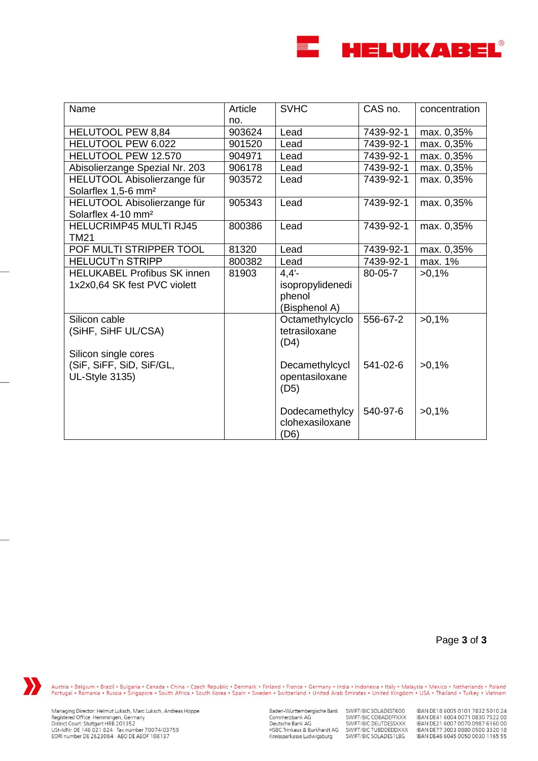| Name | Article no. | SVHC | CAS no. | concentration |
|---|---|---|---|---|
| HELUTOOL PEW 8,84 | 903624 | Lead | 7439-92-1 | max. 0,35% |
| HELUTOOL PEW 6.022 | 901520 | Lead | 7439-92-1 | max. 0,35% |
| HELUTOOL PEW 12.570 | 904971 | Lead | 7439-92-1 | max. 0,35% |
| Abisolierzange Spezial Nr. 203 | 906178 | Lead | 7439-92-1 | max. 0,35% |
| HELUTOOL Abisolierzange für Solarflex 1,5-6 mm² | 903572 | Lead | 7439-92-1 | max. 0,35% |
| HELUTOOL Abisolierzange für Solarflex 4-10 mm² | 905343 | Lead | 7439-92-1 | max. 0,35% |
| HELUCRIMP45 MULTI RJ45 TM21 | 800386 | Lead | 7439-92-1 | max. 0,35% |
| POF MULTI STRIPPER TOOL | 81320 | Lead | 7439-92-1 | max. 0,35% |
| HELUCUT'n STRIPP | 800382 | Lead | 7439-92-1 | max. 1% |
| HELUKABEL Profibus SK innen 1x2x0,64 SK fest PVC violett | 81903 | 4,4'-isopropylidenediphenol (Bisphenol A) | 80-05-7 | >0,1% |
| Silicon cable (SiHF, SiHF UL/CSA)<br><br>Silicon single cores (SiF, SiFF, SiD, SiF/GL, UL-Style 3135) | | Octamethylcyclotetrasiloxane (D4)<br><br>Decamethylcyclopentasiloxane (D5)<br><br>Dodecamethylcyclohexasiloxane (D6) | 556-67-2<br><br>541-02-6<br><br>540-97-6 | >0,1%<br><br>>0,1%<br><br>>0,1% |

Austria • Belgium • Brazil • Bulgaria • Canada • China • Czech Republic • Denmark • Finland • France • Germany • India • Indonesia • Italy • Malaysia • Mexico • Netherlands • Poland Portugal • Romania • Russia • Singapore • South Africa • South Korea • Spain • Sweden • Switzerland • United Arab Emirates • United Kingdom • USA • Thailand • Turkey • Vietnam

Managing Director: Helmut Luksch, Marc Luksch, Andreas Hoppe
Registered Office: Hemmingen, Germany
District Court: Stuttgart HRB 201352
USt-IdNr. DE 146 021 824 · Tax number 70074/03759
EORI number DE 2623064 · AEO DE AEOF 108137

| | | |
|---|---|---|
| Baden-Württembergische Bank | SWIFT/BIC SOLADEST600 | IBAN DE18 6005 0101 7832 5010 24 |
| Commerzbank AG | SWIFT/BIC COBADEFFXXX | IBAN DE41 6004 0071 0830 7522 00 |
| Deutsche Bank AG | SWIFT/BIC DEUTDESSXXX | IBAN DE21 6007 0070 0987 6160 00 |
| HSBC Trinkaus & Burkhardt AG | SWIFT/BIC TUBDDEDDXXX | IBAN DE77 3003 0880 0500 3320 18 |
| Kreissparkasse Ludwigsburg | SWIFT/BIC SOLADES1LBG | IBAN DE46 6045 0050 0030 1165 55 |